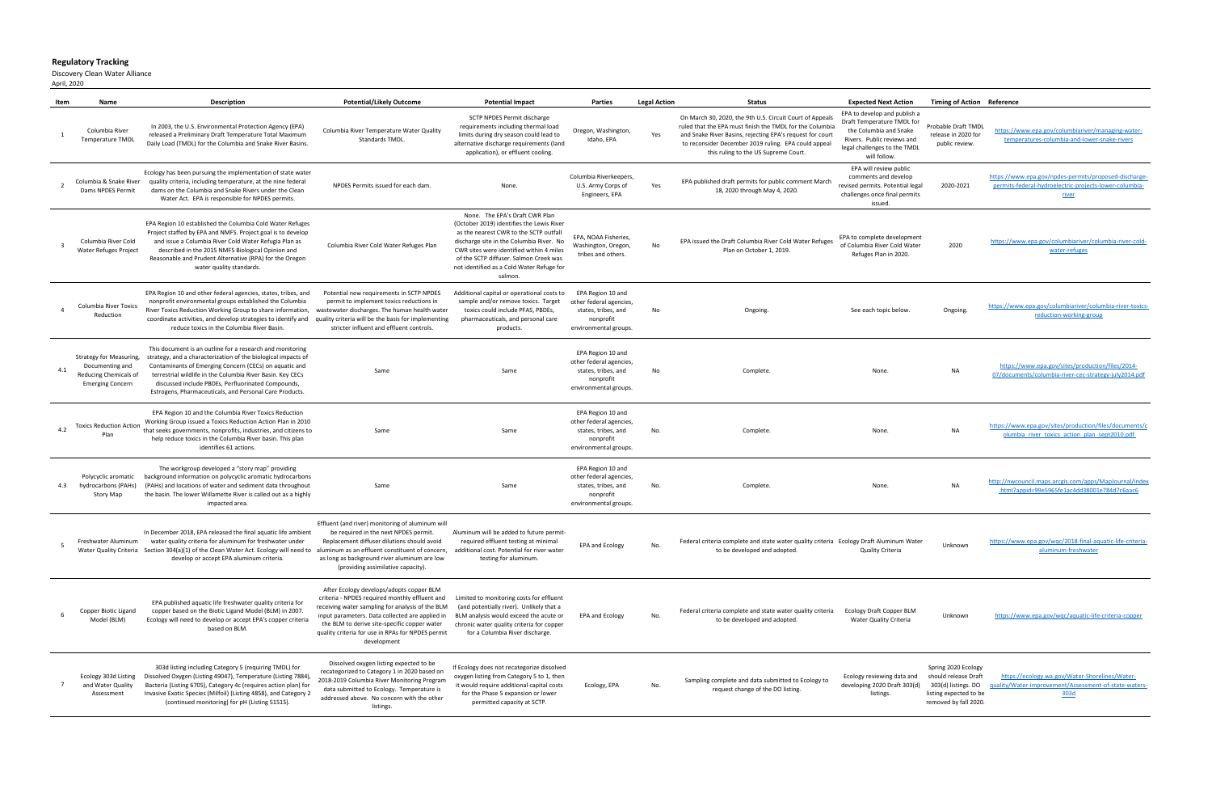## Regulatory Tracking

Discovery Clean Water Alliance

April, 2020

| Item | Name | Description | Potential/Likely Outcome | Potential Impact | Parties | Legal Action | Status | Expected Next Action | Timing of Action | Reference |
|---|---|---|---|---|---|---|---|---|---|---|
| 1 | Columbia River Temperature TMDL | In 2003, the U.S. Environmental Protection Agency (EPA) released a Preliminary Draft Temperature Total Maximum Daily Load (TMDL) for the Columbia and Snake River Basins. | Columbia River Temperature Water Quality Standards TMDL. | SCTP NPDES Permit discharge requirements including thermal load limits during dry season could lead to alternative discharge requirements (land application), or effluent cooling. | Oregon, Washington, Idaho, EPA | Yes | On March 30, 2020, the 9th U.S. Circuit Court of Appeals ruled that the EPA must finish the TMDL for the Columbia and Snake River Basins, rejecting EPA's request for court to reconsider December 2019 ruling. EPA could appeal this ruling to the US Supreme Court. | EPA to develop and publish a Draft Temperature TMDL for the Columbia and Snake Rivers. Public reviews and legal challenges to the TMDL will follow. | Probable Draft TMDL release in 2020 for public review. | https://www.epa.gov/columbiariver/managing-water-temperatures-columbia-and-lower-snake-rivers |
| 2 | Columbia & Snake River Dams NPDES Permit | Ecology has been pursuing the implementation of state water quality criteria, including temperature, at the nine federal dams on the Columbia and Snake Rivers under the Clean Water Act. EPA is responsible for NPDES permits. | NPDES Permits issued for each dam. | None. | Columbia Riverkeepers, U.S. Army Corps of Engineers, EPA | Yes | EPA published draft permits for public comment March 18, 2020 through May 4, 2020. | EPA will review public comments and develop revised permits. Potential legal challenges once final permits issued. | 2020-2021 | https://www.epa.gov/npdes-permits/proposed-discharge-permits-federal-hydroelectric-projects-lower-columbia-river |
| 3 | Columbia River Cold Water Refuges Project | EPA Region 10 established the Columbia Cold Water Refuges Project staffed by EPA and NMFS. Project goal is to develop and issue a Columbia River Cold Water Refugia Plan as described in the 2015 NMFS Biological Opinion and Reasonable and Prudent Alternative (RPA) for the Oregon water quality standards. | Columbia River Cold Water Refuges Plan | None. The EPA's Draft CWR Plan (October 2019) identifies the Lewis River as the nearest CWR to the SCTP outfall discharge site in the Columbia River. No CWR sites were identified within 4 miles of the SCTP diffuser. Salmon Creek was not identified as a Cold Water Refuge for salmon. | EPA, NOAA Fisheries, Washington, Oregon, tribes and others. | No | EPA issued the Draft Columbia River Cold Water Refuges Plan on October 1, 2019. | EPA to complete development of Columbia River Cold Water Refuges Plan in 2020. | 2020 | https://www.epa.gov/columbiariver/columbia-river-cold-water-refuges |
| 4 | Columbia River Toxics Reduction | EPA Region 10 and other federal agencies, states, tribes, and nonprofit environmental groups established the Columbia River Toxics Reduction Working Group to share information, coordinate activities, and develop strategies to identify and reduce toxics in the Columbia River Basin. | Potential new requirements in SCTP NPDES permit to implement toxics reductions in wastewater discharges. The human health water quality criteria will be the basis for implementing stricter influent and effluent controls. | Additional capital or operational costs to sample and/or remove toxics. Target toxics could include PFAS, PBDEs, pharmaceuticals, and personal care products. | EPA Region 10 and other federal agencies, states, tribes, and nonprofit environmental groups. | No | Ongoing. | See each topic below. | Ongoing. | https://www.epa.gov/columbiariver/columbia-river-toxics-reduction-working-group |
| 4.1 | Strategy for Measuring, Documenting and Reducing Chemicals of Emerging Concern | This document is an outline for a research and monitoring strategy, and a characterization of the biological impacts of Contaminants of Emerging Concern (CECs) on aquatic and terrestrial wildlife in the Columbia River Basin. Key CECs discussed include PBDEs, Perfluorinated Compounds, Estrogens, Pharmaceuticals, and Personal Care Products. | Same | Same | EPA Region 10 and other federal agencies, states, tribes, and nonprofit environmental groups. | No | Complete. | None. | NA | https://www.epa.gov/sites/production/files/2014-07/documents/columbia-river-cec-strategy-july2014.pdf |
| 4.2 | Toxics Reduction Action Plan | EPA Region 10 and the Columbia River Toxics Reduction Working Group issued a Toxics Reduction Action Plan in 2010 that seeks governments, nonprofits, industries, and citizens to help reduce toxics in the Columbia River basin. This plan identifies 61 actions. | Same | Same | EPA Region 10 and other federal agencies, states, tribes, and nonprofit environmental groups. | No. | Complete. | None. | NA | https://www.epa.gov/sites/production/files/documents/columbia_river_toxics_action_plan_sept2010.pdf |
| 4.3 | Polycyclic aromatic hydrocarbons (PAHs) Story Map | The workgroup developed a "story map" providing background information on polycyclic aromatic hydrocarbons (PAHs) and locations of water and sediment data throughout the basin. The lower Willamette River is called out as a highly impacted area. | Same | Same | EPA Region 10 and other federal agencies, states, tribes, and nonprofit environmental groups. | No. | Complete. | None. | NA | http://nwcouncil.maps.arcgis.com/apps/MapJournal/index.html?appid=99e5965fe1ac4dd38001e784d7c6aac6 |
| 5 | Freshwater Aluminum Water Quality Criteria | In December 2018, EPA released the final aquatic life ambient water quality criteria for aluminum for freshwater under Section 304(a)(1) of the Clean Water Act. Ecology will need to develop or accept EPA aluminum criteria. | Effluent (and river) monitoring of aluminum will be required in the next NPDES permit. Replacement diffuser dilutions should avoid aluminum as an effluent constituent of concern, as long as background river aluminum are low (providing assimilative capacity). | Aluminum will be added to future permit-required effluent testing at minimal additional cost. Potential for river water testing for aluminum. | EPA and Ecology | No. | Federal criteria complete and state water quality criteria to be developed and adopted. | Ecology Draft Aluminum Water Quality Criteria | Unknown | https://www.epa.gov/wqc/2018-final-aquatic-life-criteria-aluminum-freshwater |
| 6 | Copper Biotic Ligand Model (BLM) | EPA published aquatic life freshwater quality criteria for copper based on the Biotic Ligand Model (BLM) in 2007. Ecology will need to develop or accept EPA's copper criteria based on BLM. | After Ecology develops/adopts copper BLM criteria - NPDES required monthly effluent and receiving water sampling for analysis of the BLM input parameters. Data collected are applied in the BLM to derive site-specific copper water quality criteria for use in RPAs for NPDES permit development | Limited to monitoring costs for effluent (and potentially river). Unlikely that a BLM analysis would exceed the acute or chronic water quality criteria for copper for a Columbia River discharge. | EPA and Ecology | No. | Federal criteria complete and state water quality criteria to be developed and adopted. | Ecology Draft Copper BLM Water Quality Criteria | Unknown | https://www.epa.gov/wqc/aquatic-life-criteria-copper |
| 7 | Ecology 303d Listing and Water Quality Assessment | 303d listing including Category 5 (requiring TMDL) for Dissolved Oxygen (Listing 49047), Temperature (Listing 7884), Bacteria (Listing 6705), Category 4c (requires action plan) for Invasive Exotic Species (Milfoil) (Listing 4858), and Category 2 (continued monitoring) for pH (Listing 51515). | Dissolved oxygen listing expected to be recategorized to Category 1 in 2020 based on 2018-2019 Columbia River Monitoring Program data submitted to Ecology. Temperature is addressed above. No concern with the other listings. | If Ecology does not recategorize dissolved oxygen listing from Category 5 to 1, then it would require additional capital costs for the Phase 5 expansion or lower permitted capacity at SCTP. | Ecology, EPA | No. | Sampling complete and data submitted to Ecology to request change of the DO listing. | Ecology reviewing data and developing 2020 Draft 303(d) listings. | Spring 2020 Ecology should release Draft 303(d) listings. DO listing expected to be removed by fall 2020. | https://ecology.wa.gov/Water-Shorelines/Water-quality/Water-improvement/Assessment-of-state-waters-303d |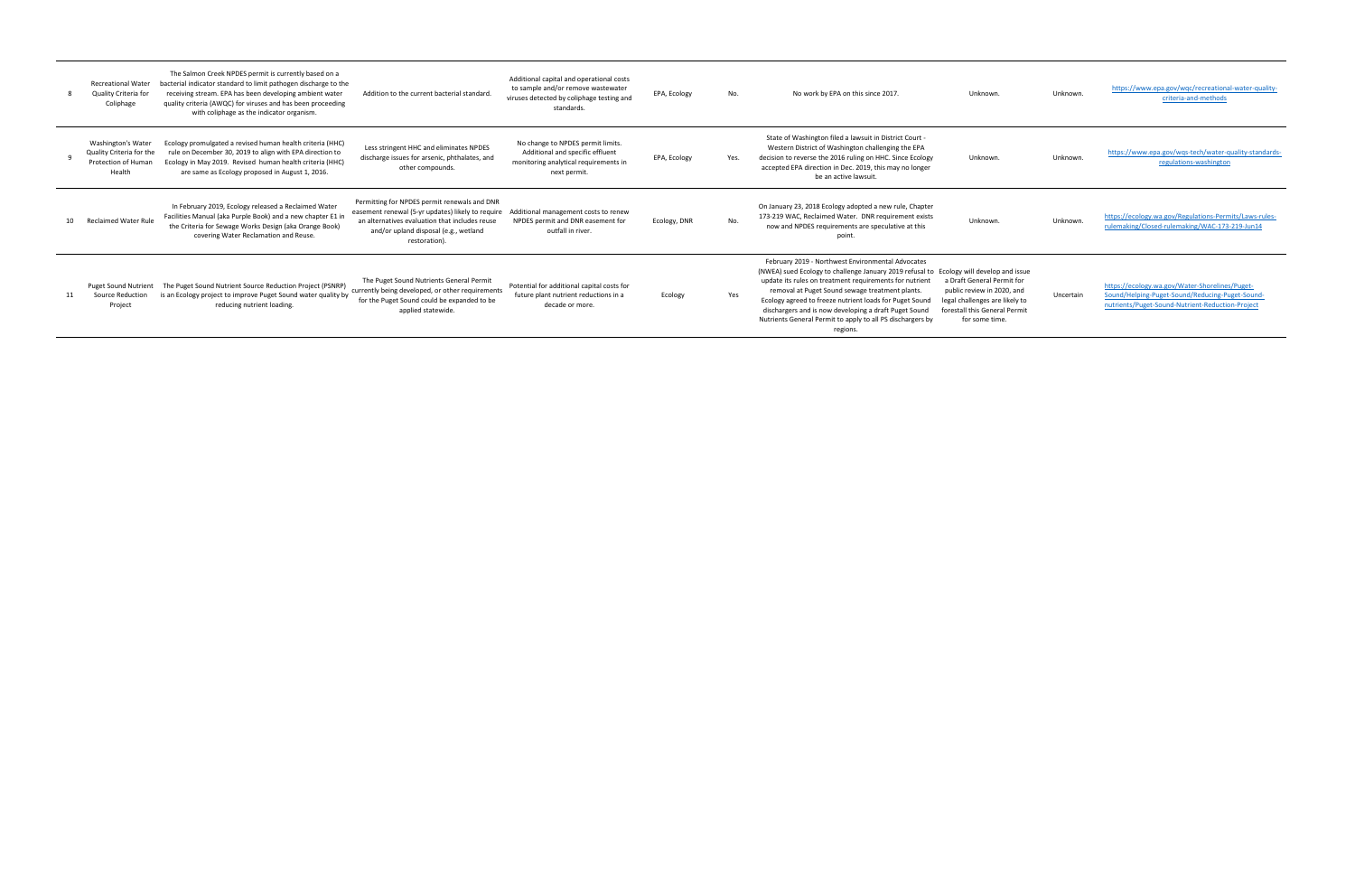| | | | | | | | | | | |
|---|---|---|---|---|---|---|---|---|---|---|
| 8 | Recreational Water Quality Criteria for Coliphage | The Salmon Creek NPDES permit is currently based on a bacterial indicator standard to limit pathogen discharge to the receiving stream. EPA has been developing ambient water quality criteria (AWQC) for viruses and has been proceeding with coliphage as the indicator organism. | Addition to the current bacterial standard. | Additional capital and operational costs to sample and/or remove wastewater viruses detected by coliphage testing and standards. | EPA, Ecology | No. | No work by EPA on this since 2017. | Unknown. | Unknown. | https://www.epa.gov/wqc/recreational-water-quality-criteria-and-methods |
| 9 | Washington's Water Quality Criteria for the Protection of Human Health | Ecology promulgated a revised human health criteria (HHC) rule on December 30, 2019 to align with EPA direction to Ecology in May 2019. Revised human health criteria (HHC) are same as Ecology proposed in August 1, 2016. | Less stringent HHC and eliminates NPDES discharge issues for arsenic, phthalates, and other compounds. | No change to NPDES permit limits. Additional and specific effluent monitoring analytical requirements in next permit. | EPA, Ecology | Yes. | State of Washington filed a lawsuit in District Court - Western District of Washington challenging the EPA decision to reverse the 2016 ruling on HHC. Since Ecology accepted EPA direction in Dec. 2019, this may no longer be an active lawsuit. | Unknown. | Unknown. | https://www.epa.gov/wqs-tech/water-quality-standards-regulations-washington |
| 10 | Reclaimed Water Rule | In February 2019, Ecology released a Reclaimed Water Facilities Manual (aka Purple Book) and a new chapter E1 in the Criteria for Sewage Works Design (aka Orange Book) covering Water Reclamation and Reuse. | Permitting for NPDES permit renewals and DNR easement renewal (5-yr updates) likely to require an alternatives evaluation that includes reuse and/or upland disposal (e.g., wetland restoration). | Additional management costs to renew NPDES permit and DNR easement for outfall in river. | Ecology, DNR | No. | On January 23, 2018 Ecology adopted a new rule, Chapter 173-219 WAC, Reclaimed Water. DNR requirement exists now and NPDES requirements are speculative at this point. | Unknown. | Unknown. | https://ecology.wa.gov/Regulations-Permits/Laws-rules-rulemaking/Closed-rulemaking/WAC-173-219-Jun14 |
| 11 | Puget Sound Nutrient Source Reduction Project | The Puget Sound Nutrient Source Reduction Project (PSNRP) is an Ecology project to improve Puget Sound water quality by reducing nutrient loading. | The Puget Sound Nutrients General Permit currently being developed, or other requirements for the Puget Sound could be expanded to be applied statewide. | Potential for additional capital costs for future plant nutrient reductions in a decade or more. | Ecology | Yes | February 2019 - Northwest Environmental Advocates (NWEA) sued Ecology to challenge January 2019 refusal to update its rules on treatment requirements for nutrient removal at Puget Sound sewage treatment plants. Ecology agreed to freeze nutrient loads for Puget Sound dischargers and is now developing a draft Puget Sound Nutrients General Permit to apply to all PS dischargers by regions. | Ecology will develop and issue a Draft General Permit for public review in 2020, and legal challenges are likely to forestall this General Permit for some time. | Uncertain | https://ecology.wa.gov/Water-Shorelines/Puget-Sound/Helping-Puget-Sound/Reducing-Puget-Sound-nutrients/Puget-Sound-Nutrient-Reduction-Project |